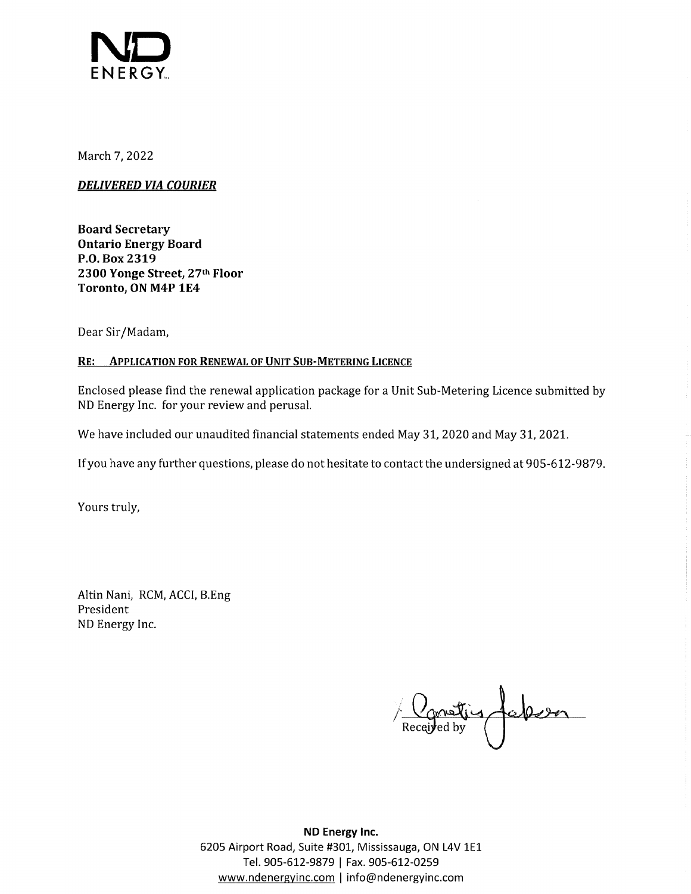ND ENERGY

March 7, 2022

***DELIVERED VIA COURIER***

**Board Secretary**
**Ontario Energy Board**
**P.O. Box 2319**
**2300 Yonge Street, 27th Floor**
**Toronto, ON M4P 1E4**

Dear Sir/Madam,

**RE: APPLICATION FOR RENEWAL OF UNIT SUB-METERING LICENCE**

Enclosed please find the renewal application package for a Unit Sub-Metering Licence submitted by ND Energy Inc. for your review and perusal.

We have included our unaudited financial statements ended May 31, 2020 and May 31, 2021.

If you have any further questions, please do not hesitate to contact the undersigned at 905-612-9879.

Yours truly,

Altin Nani, RCM, ACCI, B.Eng
President
ND Energy Inc.

Received by

**ND Energy Inc.**
6205 Airport Road, Suite #301, Mississauga, ON L4V 1E1
Tel. 905-612-9879 | Fax. 905-612-0259
www.ndenergyinc.com | info@ndenergyinc.com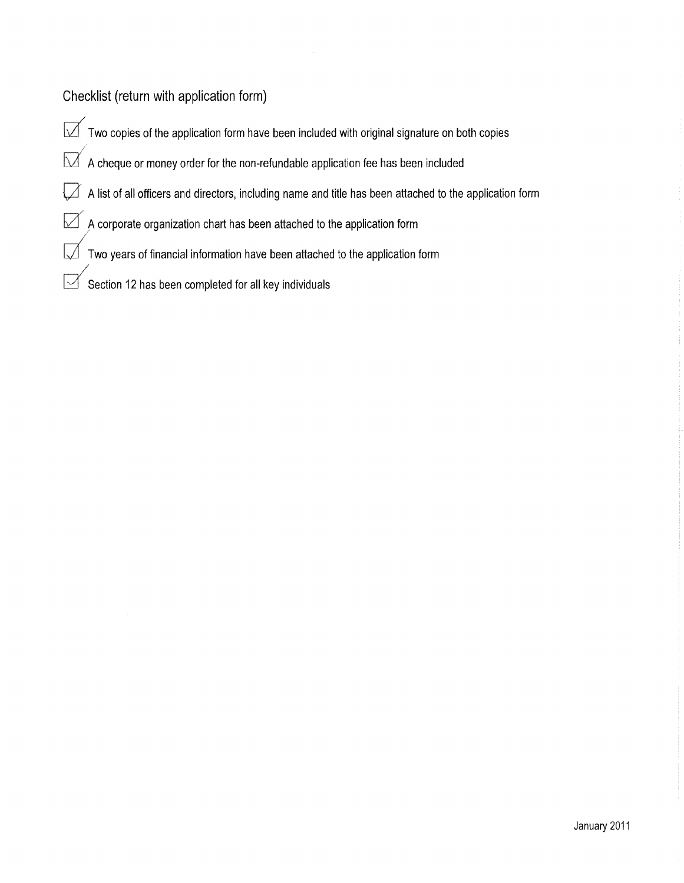## Checklist (return with application form)

- [x] Two copies of the application form have been included with original signature on both copies
- [x] A cheque or money order for the non-refundable application fee has been included
- [x] A list of all officers and directors, including name and title has been attached to the application form
- [x] A corporate organization chart has been attached to the application form
- [x] Two years of financial information have been attached to the application form
- [x] Section 12 has been completed for all key individuals

January 2011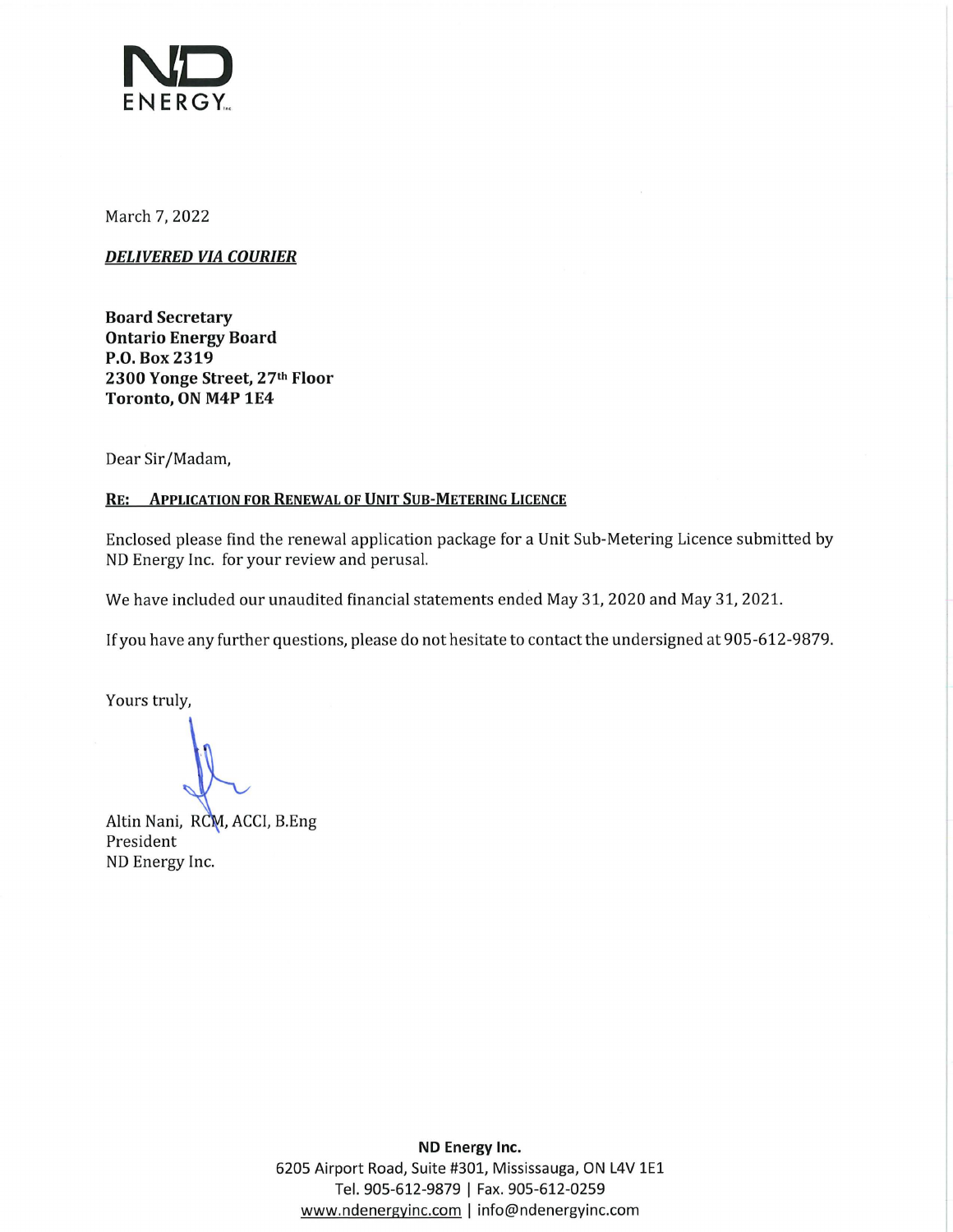ND ENERGY Inc.

March 7, 2022

***DELIVERED VIA COURIER***

**Board Secretary**
**Ontario Energy Board**
**P.O. Box 2319**
**2300 Yonge Street, 27th Floor**
**Toronto, ON M4P 1E4**

Dear Sir/Madam,

**RE: APPLICATION FOR RENEWAL OF UNIT SUB-METERING LICENCE**

Enclosed please find the renewal application package for a Unit Sub-Metering Licence submitted by ND Energy Inc. for your review and perusal.

We have included our unaudited financial statements ended May 31, 2020 and May 31, 2021.

If you have any further questions, please do not hesitate to contact the undersigned at 905-612-9879.

Yours truly,

Altin Nani, RCM, ACCI, B.Eng
President
ND Energy Inc.

**ND Energy Inc.**
6205 Airport Road, Suite #301, Mississauga, ON L4V 1E1
Tel. 905-612-9879 | Fax. 905-612-0259
www.ndenergyinc.com | info@ndenergyinc.com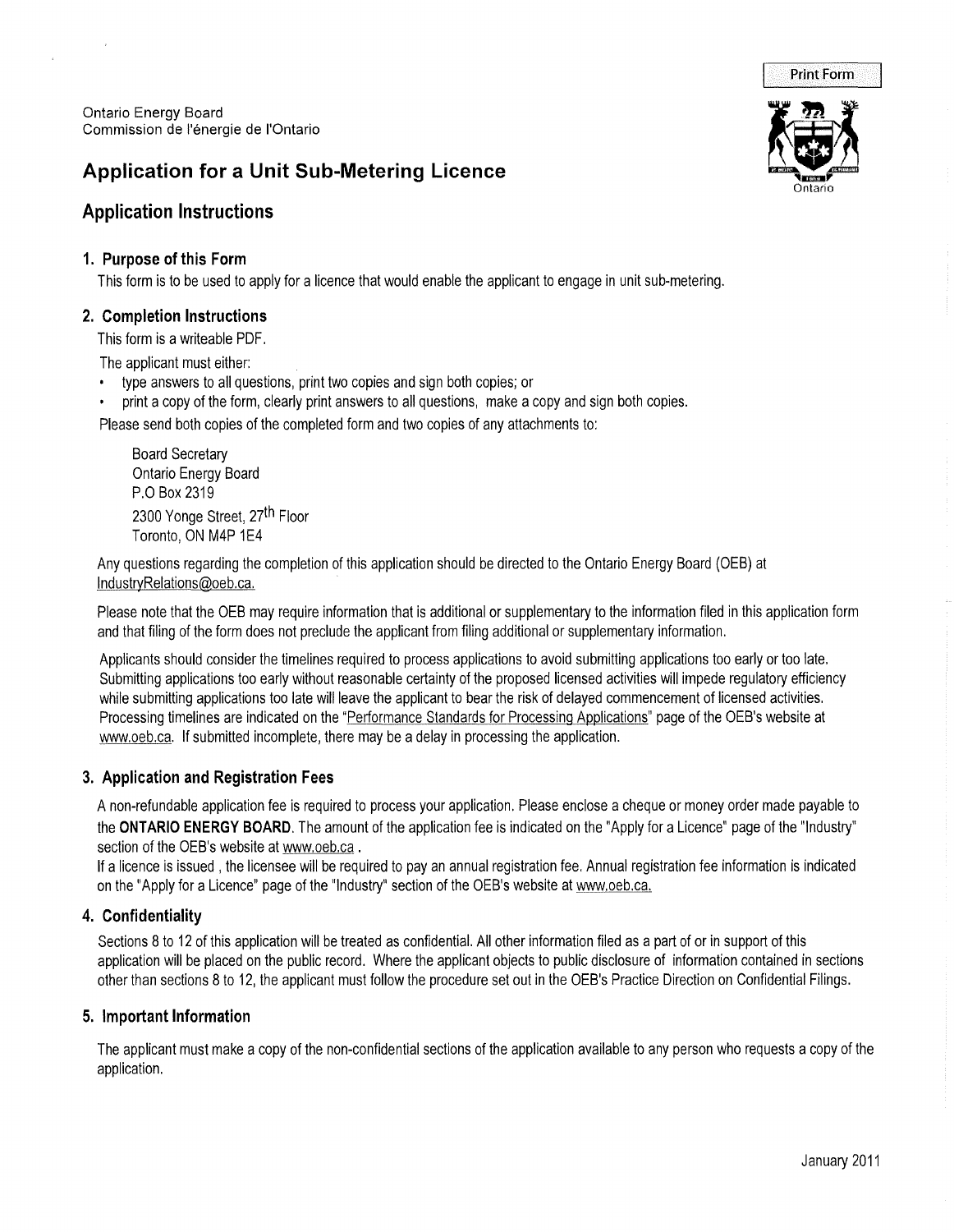Ontario Energy Board
Commission de l'énergie de l'Ontario

# Application for a Unit Sub-Metering Licence

## Application Instructions

### 1. Purpose of this Form

This form is to be used to apply for a licence that would enable the applicant to engage in unit sub-metering.

### 2. Completion Instructions

This form is a writeable PDF.

The applicant must either:

- type answers to all questions, print two copies and sign both copies; or
- print a copy of the form, clearly print answers to all questions, make a copy and sign both copies.

Please send both copies of the completed form and two copies of any attachments to:

Board Secretary
Ontario Energy Board
P.O Box 2319
2300 Yonge Street, 27th Floor
Toronto, ON M4P 1E4

Any questions regarding the completion of this application should be directed to the Ontario Energy Board (OEB) at IndustryRelations@oeb.ca.

Please note that the OEB may require information that is additional or supplementary to the information filed in this application form and that filing of the form does not preclude the applicant from filing additional or supplementary information.

Applicants should consider the timelines required to process applications to avoid submitting applications too early or too late. Submitting applications too early without reasonable certainty of the proposed licensed activities will impede regulatory efficiency while submitting applications too late will leave the applicant to bear the risk of delayed commencement of licensed activities. Processing timelines are indicated on the "Performance Standards for Processing Applications" page of the OEB's website at www.oeb.ca. If submitted incomplete, there may be a delay in processing the application.

### 3. Application and Registration Fees

A non-refundable application fee is required to process your application. Please enclose a cheque or money order made payable to the **ONTARIO ENERGY BOARD**. The amount of the application fee is indicated on the "Apply for a Licence" page of the "Industry" section of the OEB's website at www.oeb.ca .

If a licence is issued , the licensee will be required to pay an annual registration fee. Annual registration fee information is indicated on the "Apply for a Licence" page of the "Industry" section of the OEB's website at www.oeb.ca.

### 4. Confidentiality

Sections 8 to 12 of this application will be treated as confidential. All other information filed as a part of or in support of this application will be placed on the public record. Where the applicant objects to public disclosure of information contained in sections other than sections 8 to 12, the applicant must follow the procedure set out in the OEB's Practice Direction on Confidential Filings.

### 5. Important Information

The applicant must make a copy of the non-confidential sections of the application available to any person who requests a copy of the application.

January 2011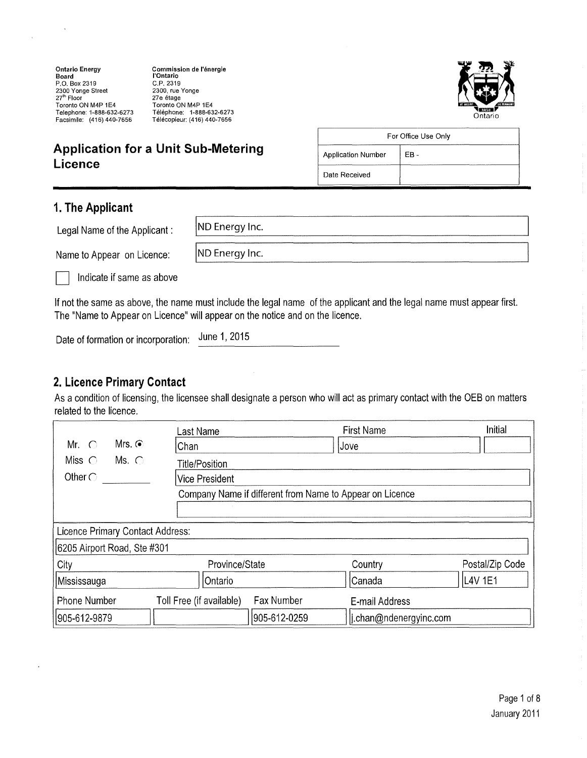Ontario Energy Board
P.O. Box 2319
2300 Yonge Street
27th Floor
Toronto ON M4P 1E4
Telephone: 1-888-632-6273
Facsimile: (416) 440-7656

Commission de l'énergie l'Ontario
C.P. 2319
2300, rue Yonge
27e étage
Toronto ON M4P 1E4
Téléphone: 1-888-632-6273
Télécopieur: (416) 440-7656

Ontario

# Application for a Unit Sub-Metering Licence

| For Office Use Only | |
|---|---|
| Application Number | EB - |
| Date Received | |

## 1. The Applicant

Legal Name of the Applicant : ND Energy Inc.

Name to Appear on Licence: ND Energy Inc.

☐ Indicate if same as above

If not the same as above, the name must include the legal name of the applicant and the legal name must appear first. The "Name to Appear on Licence" will appear on the notice and on the licence.

Date of formation or incorporation: June 1, 2015

## 2. Licence Primary Contact

As a condition of licensing, the licensee shall designate a person who will act as primary contact with the OEB on matters related to the licence.

Mr. ○ Mrs. ◉ Miss ○ Ms. ○ Other ○

| Last Name | First Name | Initial |
|---|---|---|
| Chan | Jove | |

Title/Position: Vice President

Company Name if different from Name to Appear on Licence:

Licence Primary Contact Address: 6205 Airport Road, Ste #301

| City | Province/State | Country | Postal/Zip Code |
|---|---|---|---|
| Mississauga | Ontario | Canada | L4V 1E1 |

| Phone Number | Toll Free (if available) | Fax Number | E-mail Address |
|---|---|---|---|
| 905-612-9879 | | 905-612-0259 | j.chan@ndenergyinc.com |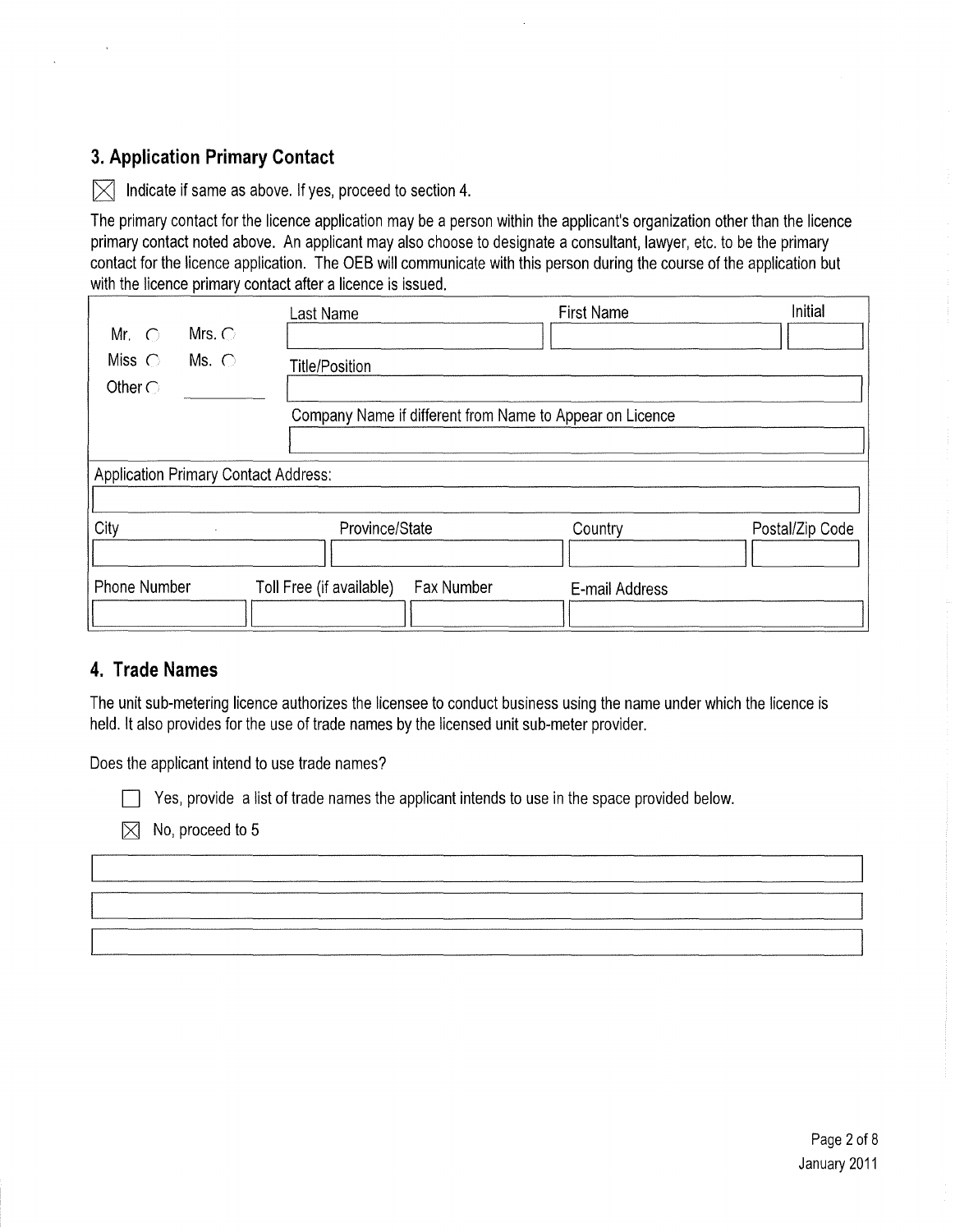## 3. Application Primary Contact

☒ Indicate if same as above. If yes, proceed to section 4.

The primary contact for the licence application may be a person within the applicant's organization other than the licence primary contact noted above. An applicant may also choose to designate a consultant, lawyer, etc. to be the primary contact for the licence application. The OEB will communicate with this person during the course of the application but with the licence primary contact after a licence is issued.

| | Last Name | First Name | Initial |
|---|---|---|---|
| Mr. ○ Mrs. ○ Miss ○ Ms. ○ Other ○ ______ | | | |
| | Title/Position | | |
| | | | |
| | Company Name if different from Name to Appear on Licence | | |
| | | | |

| Application Primary Contact Address: | | | |
|---|---|---|---|
| | | | |
| City | Province/State | Country | Postal/Zip Code |
| | | | |

| Phone Number | Toll Free (if available) | Fax Number | E-mail Address |
|---|---|---|---|
| | | | |

## 4. Trade Names

The unit sub-metering licence authorizes the licensee to conduct business using the name under which the licence is held. It also provides for the use of trade names by the licensed unit sub-meter provider.

Does the applicant intend to use trade names?

☐ Yes, provide a list of trade names the applicant intends to use in the space provided below.

☒ No, proceed to 5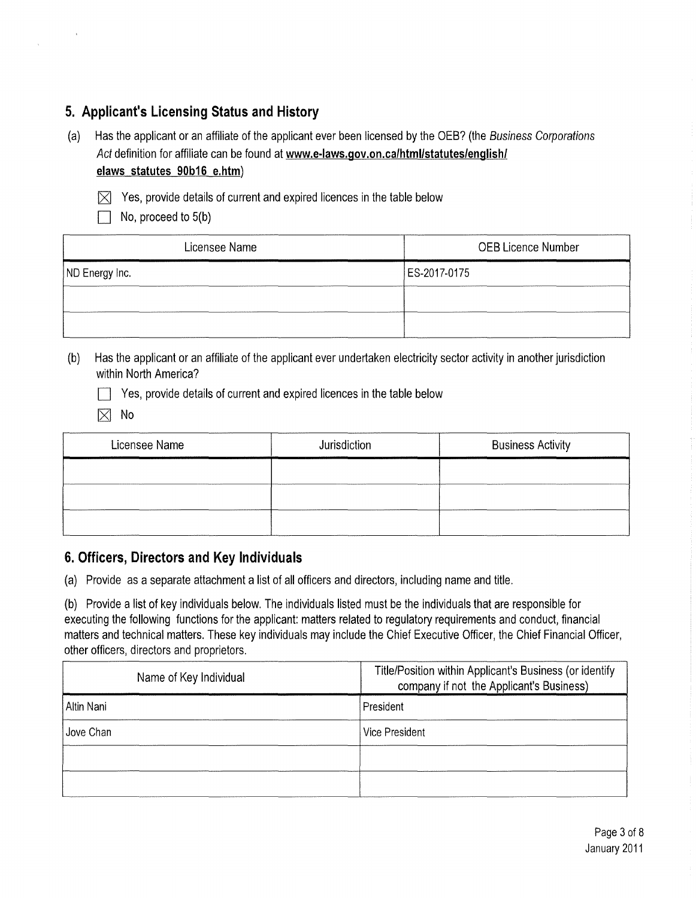## 5. Applicant's Licensing Status and History

(a) Has the applicant or an affiliate of the applicant ever been licensed by the OEB? (the *Business Corporations Act* definition for affiliate can be found at **www.e-laws.gov.on.ca/html/statutes/english/elaws_statutes_90b16_e.htm**)

☒ Yes, provide details of current and expired licences in the table below

☐ No, proceed to 5(b)

| Licensee Name | OEB Licence Number |
|---|---|
| ND Energy Inc. | ES-2017-0175 |
| | |
| | |

(b) Has the applicant or an affiliate of the applicant ever undertaken electricity sector activity in another jurisdiction within North America?

☐ Yes, provide details of current and expired licences in the table below

☒ No

| Licensee Name | Jurisdiction | Business Activity |
|---|---|---|
| | | |
| | | |
| | | |

## 6. Officers, Directors and Key Individuals

(a) Provide as a separate attachment a list of all officers and directors, including name and title.

(b) Provide a list of key individuals below. The individuals listed must be the individuals that are responsible for executing the following functions for the applicant: matters related to regulatory requirements and conduct, financial matters and technical matters. These key individuals may include the Chief Executive Officer, the Chief Financial Officer, other officers, directors and proprietors.

| Name of Key Individual | Title/Position within Applicant's Business (or identify company if not the Applicant's Business) |
|---|---|
| Altin Nani | President |
| Jove Chan | Vice President |
| | |
| | |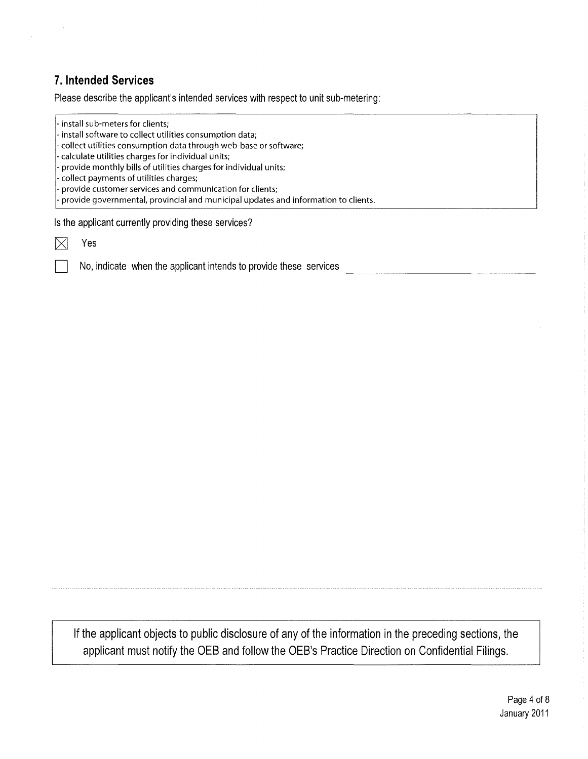## 7. Intended Services

Please describe the applicant's intended services with respect to unit sub-metering:

- install sub-meters for clients;
- install software to collect utilities consumption data;
- collect utilities consumption data through web-base or software;
- calculate utilities charges for individual units;
- provide monthly bills of utilities charges for individual units;
- collect payments of utilities charges;
- provide customer services and communication for clients;
- provide governmental, provincial and municipal updates and information to clients.

Is the applicant currently providing these services?

☒ Yes

☐ No, indicate when the applicant intends to provide these services \_\_\_\_\_\_\_\_\_\_\_\_\_\_\_\_\_\_\_\_

If the applicant objects to public disclosure of any of the information in the preceding sections, the applicant must notify the OEB and follow the OEB's Practice Direction on Confidential Filings.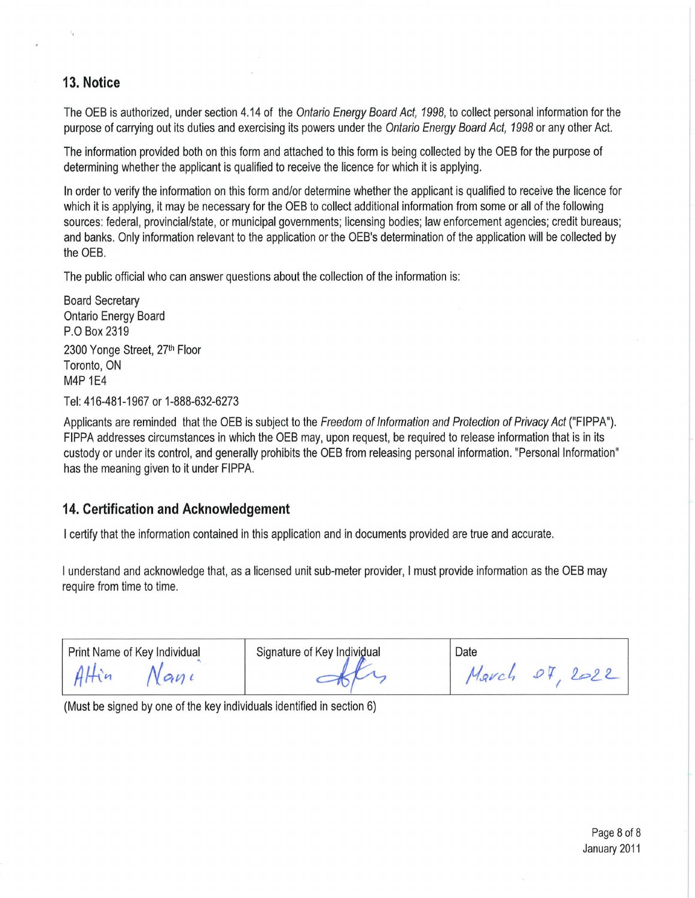## 13. Notice

The OEB is authorized, under section 4.14 of the *Ontario Energy Board Act, 1998*, to collect personal information for the purpose of carrying out its duties and exercising its powers under the *Ontario Energy Board Act, 1998* or any other Act.

The information provided both on this form and attached to this form is being collected by the OEB for the purpose of determining whether the applicant is qualified to receive the licence for which it is applying.

In order to verify the information on this form and/or determine whether the applicant is qualified to receive the licence for which it is applying, it may be necessary for the OEB to collect additional information from some or all of the following sources: federal, provincial/state, or municipal governments; licensing bodies; law enforcement agencies; credit bureaus; and banks. Only information relevant to the application or the OEB's determination of the application will be collected by the OEB.

The public official who can answer questions about the collection of the information is:

Board Secretary
Ontario Energy Board
P.O Box 2319
2300 Yonge Street, 27th Floor
Toronto, ON
M4P 1E4

Tel: 416-481-1967 or 1-888-632-6273

Applicants are reminded that the OEB is subject to the *Freedom of Information and Protection of Privacy Act* ("FIPPA"). FIPPA addresses circumstances in which the OEB may, upon request, be required to release information that is in its custody or under its control, and generally prohibits the OEB from releasing personal information. "Personal Information" has the meaning given to it under FIPPA.

## 14. Certification and Acknowledgement

I certify that the information contained in this application and in documents provided are true and accurate.

I understand and acknowledge that, as a licensed unit sub-meter provider, I must provide information as the OEB may require from time to time.

| Print Name of Key Individual | Signature of Key Individual | Date |
|---|---|---|
| Altin Nani | [signature] | March 07, 2022 |

(Must be signed by one of the key individuals identified in section 6)